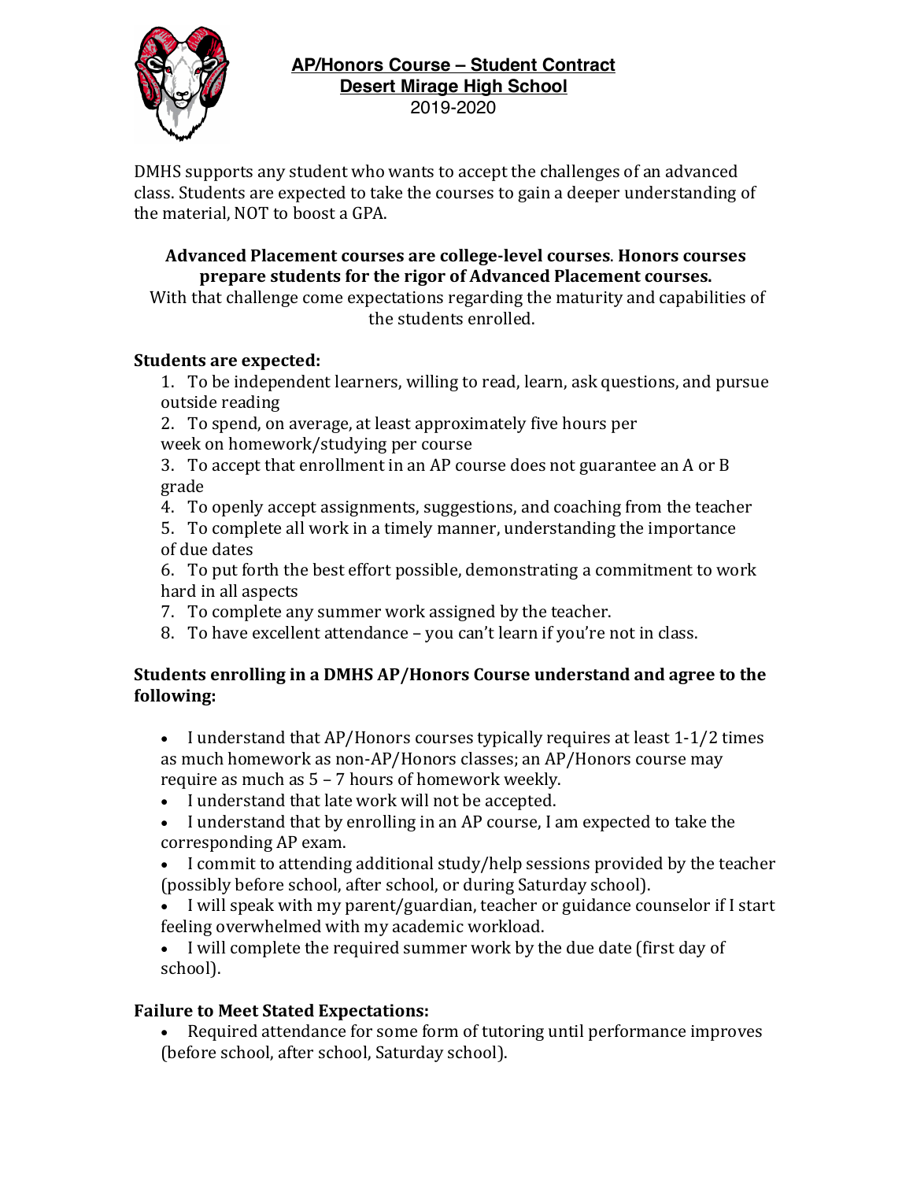# AP/Honors Course – Student Contract

## Desert Mirage High School

2019-2020

DMHS supports any student who wants to accept the challenges of an advanced class. Students are expected to take the courses to gain a deeper understanding of the material, NOT to boost a GPA.

**Advanced Placement courses are college-level courses**. **Honors courses prepare students for the rigor of Advanced Placement courses.**

With that challenge come expectations regarding the maturity and capabilities of the students enrolled.

**Students are expected:**

1. To be independent learners, willing to read, learn, ask questions, and pursue outside reading
2. To spend, on average, at least approximately five hours per week on homework/studying per course
3. To accept that enrollment in an AP course does not guarantee an A or B grade
4. To openly accept assignments, suggestions, and coaching from the teacher
5. To complete all work in a timely manner, understanding the importance of due dates
6. To put forth the best effort possible, demonstrating a commitment to work hard in all aspects
7. To complete any summer work assigned by the teacher.
8. To have excellent attendance – you can't learn if you're not in class.

**Students enrolling in a DMHS AP/Honors Course understand and agree to the following:**

- I understand that AP/Honors courses typically requires at least 1-1/2 times as much homework as non-AP/Honors classes; an AP/Honors course may require as much as 5 – 7 hours of homework weekly.
- I understand that late work will not be accepted.
- I understand that by enrolling in an AP course, I am expected to take the corresponding AP exam.
- I commit to attending additional study/help sessions provided by the teacher (possibly before school, after school, or during Saturday school).
- I will speak with my parent/guardian, teacher or guidance counselor if I start feeling overwhelmed with my academic workload.
- I will complete the required summer work by the due date (first day of school).

**Failure to Meet Stated Expectations:**

- Required attendance for some form of tutoring until performance improves (before school, after school, Saturday school).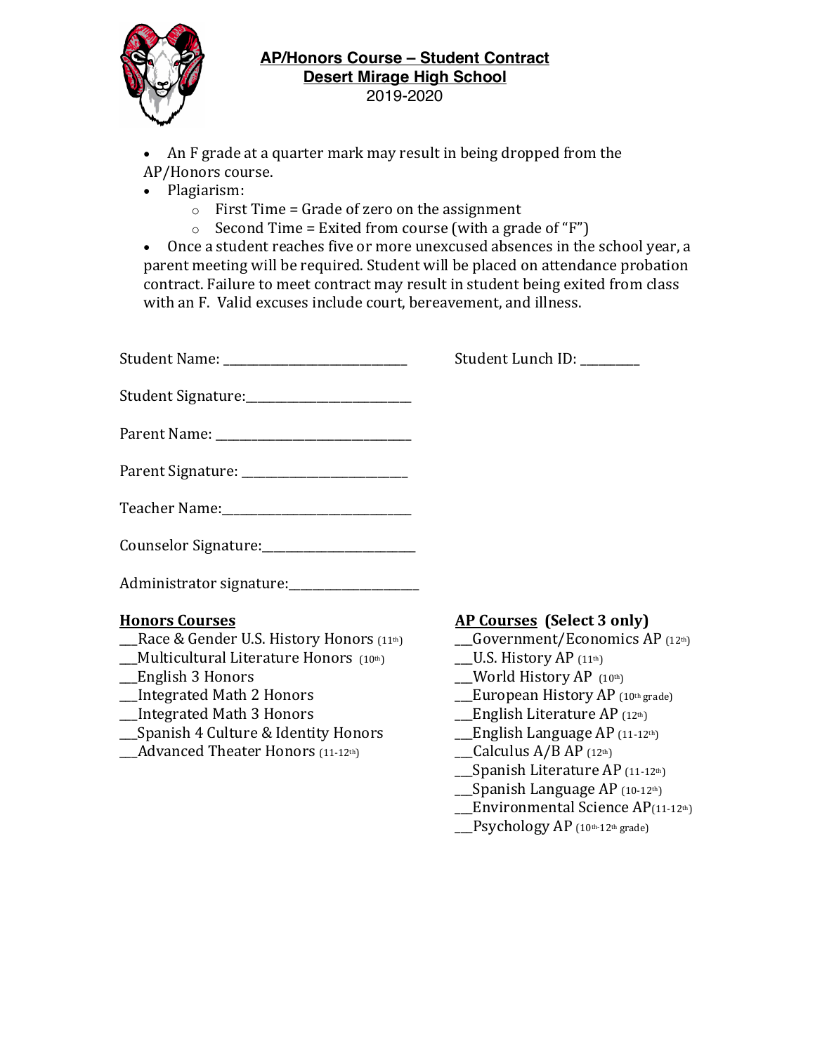**AP/Honors Course – Student Contract**
**Desert Mirage High School**
2019-2020

- An F grade at a quarter mark may result in being dropped from the AP/Honors course.
- Plagiarism:
  - First Time = Grade of zero on the assignment
  - Second Time = Exited from course (with a grade of "F")
- Once a student reaches five or more unexcused absences in the school year, a parent meeting will be required. Student will be placed on attendance probation contract. Failure to meet contract may result in student being exited from class with an F. Valid excuses include court, bereavement, and illness.

Student Name: ______________________________ Student Lunch ID: __________

Student Signature:___________________________

Parent Name: ________________________________

Parent Signature: ___________________________

Teacher Name:_______________________________

Counselor Signature:_________________________

Administrator signature:______________________

**Honors Courses**

___Race & Gender U.S. History Honors (11th)
___Multicultural Literature Honors (10th)
___English 3 Honors
___Integrated Math 2 Honors
___Integrated Math 3 Honors
___Spanish 4 Culture & Identity Honors
___Advanced Theater Honors (11-12th)

**AP Courses (Select 3 only)**

___Government/Economics AP (12th)
___U.S. History AP (11th)
___World History AP (10th)
___European History AP (10th grade)
___English Literature AP (12th)
___English Language AP (11-12th)
___Calculus A/B AP (12th)
___Spanish Literature AP (11-12th)
___Spanish Language AP (10-12th)
___Environmental Science AP(11-12th)
___Psychology AP (10th-12th grade)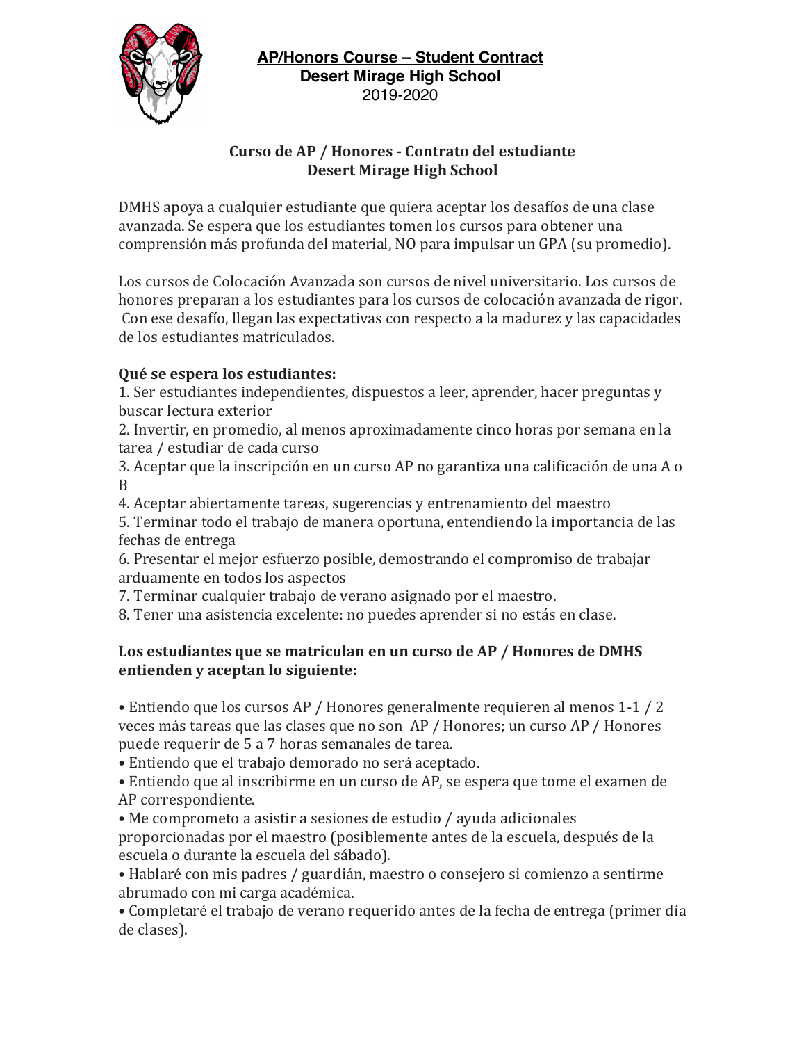**AP/Honors Course – Student Contract**
**Desert Mirage High School**
2019-2020

## Curso de AP / Honores - Contrato del estudiante
## Desert Mirage High School

DMHS apoya a cualquier estudiante que quiera aceptar los desafíos de una clase avanzada. Se espera que los estudiantes tomen los cursos para obtener una comprensión más profunda del material, NO para impulsar un GPA (su promedio).

Los cursos de Colocación Avanzada son cursos de nivel universitario. Los cursos de honores preparan a los estudiantes para los cursos de colocación avanzada de rigor. Con ese desafío, llegan las expectativas con respecto a la madurez y las capacidades de los estudiantes matriculados.

**Qué se espera los estudiantes:**

1. Ser estudiantes independientes, dispuestos a leer, aprender, hacer preguntas y buscar lectura exterior
2. Invertir, en promedio, al menos aproximadamente cinco horas por semana en la tarea / estudiar de cada curso
3. Aceptar que la inscripción en un curso AP no garantiza una calificación de una A o B
4. Aceptar abiertamente tareas, sugerencias y entrenamiento del maestro
5. Terminar todo el trabajo de manera oportuna, entendiendo la importancia de las fechas de entrega
6. Presentar el mejor esfuerzo posible, demostrando el compromiso de trabajar arduamente en todos los aspectos
7. Terminar cualquier trabajo de verano asignado por el maestro.
8. Tener una asistencia excelente: no puedes aprender si no estás en clase.

**Los estudiantes que se matriculan en un curso de AP / Honores de DMHS entienden y aceptan lo siguiente:**

- Entiendo que los cursos AP / Honores generalmente requieren al menos 1-1 / 2 veces más tareas que las clases que no son AP / Honores; un curso AP / Honores puede requerir de 5 a 7 horas semanales de tarea.
- Entiendo que el trabajo demorado no será aceptado.
- Entiendo que al inscribirme en un curso de AP, se espera que tome el examen de AP correspondiente.
- Me comprometo a asistir a sesiones de estudio / ayuda adicionales proporcionadas por el maestro (posiblemente antes de la escuela, después de la escuela o durante la escuela del sábado).
- Hablaré con mis padres / guardián, maestro o consejero si comienzo a sentirme abrumado con mi carga académica.
- Completaré el trabajo de verano requerido antes de la fecha de entrega (primer día de clases).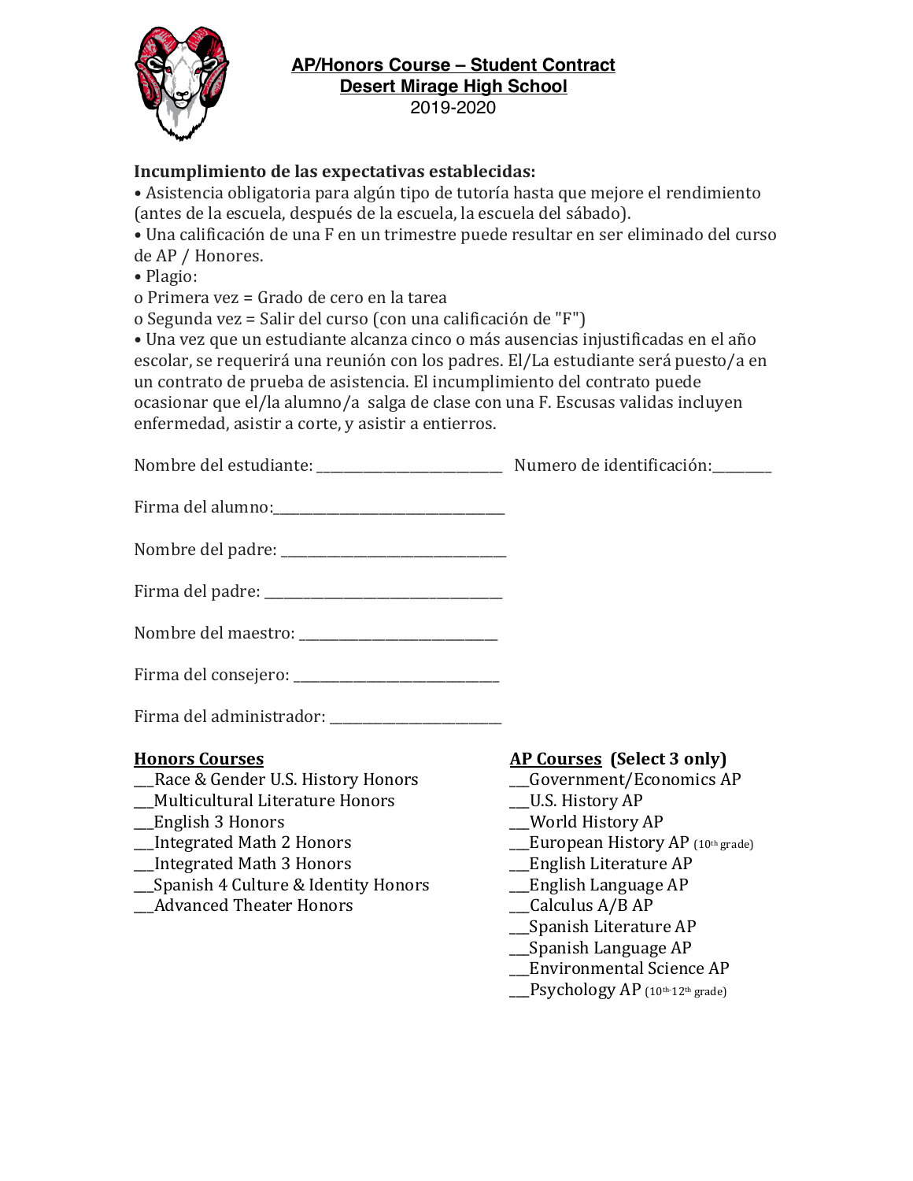**AP/Honors Course – Student Contract**
**Desert Mirage High School**
2019-2020

**Incumplimiento de las expectativas establecidas:**

- Asistencia obligatoria para algún tipo de tutoría hasta que mejore el rendimiento (antes de la escuela, después de la escuela, la escuela del sábado).
- Una calificación de una F en un trimestre puede resultar en ser eliminado del curso de AP / Honores.
- Plagio:
  - o Primera vez = Grado de cero en la tarea
  - o Segunda vez = Salir del curso (con una calificación de "F")
- Una vez que un estudiante alcanza cinco o más ausencias injustificadas en el año escolar, se requerirá una reunión con los padres. El/La estudiante será puesto/a en un contrato de prueba de asistencia. El incumplimiento del contrato puede ocasionar que el/la alumno/a salga de clase con una F. Escusas validas incluyen enfermedad, asistir a corte, y asistir a entierros.

Nombre del estudiante: ____________________________ Numero de identificación:_________

Firma del alumno:____________________________________

Nombre del padre: ___________________________________

Firma del padre: _____________________________________

Nombre del maestro: _______________________________

Firma del consejero: ________________________________

Firma del administrador: ___________________________

**Honors Courses**

___Race & Gender U.S. History Honors
___Multicultural Literature Honors
___English 3 Honors
___Integrated Math 2 Honors
___Integrated Math 3 Honors
___Spanish 4 Culture & Identity Honors
___Advanced Theater Honors

**AP Courses (Select 3 only)**

___Government/Economics AP
___U.S. History AP
___World History AP
___European History AP (10th grade)
___English Literature AP
___English Language AP
___Calculus A/B AP
___Spanish Literature AP
___Spanish Language AP
___Environmental Science AP
___Psychology AP (10th-12th grade)